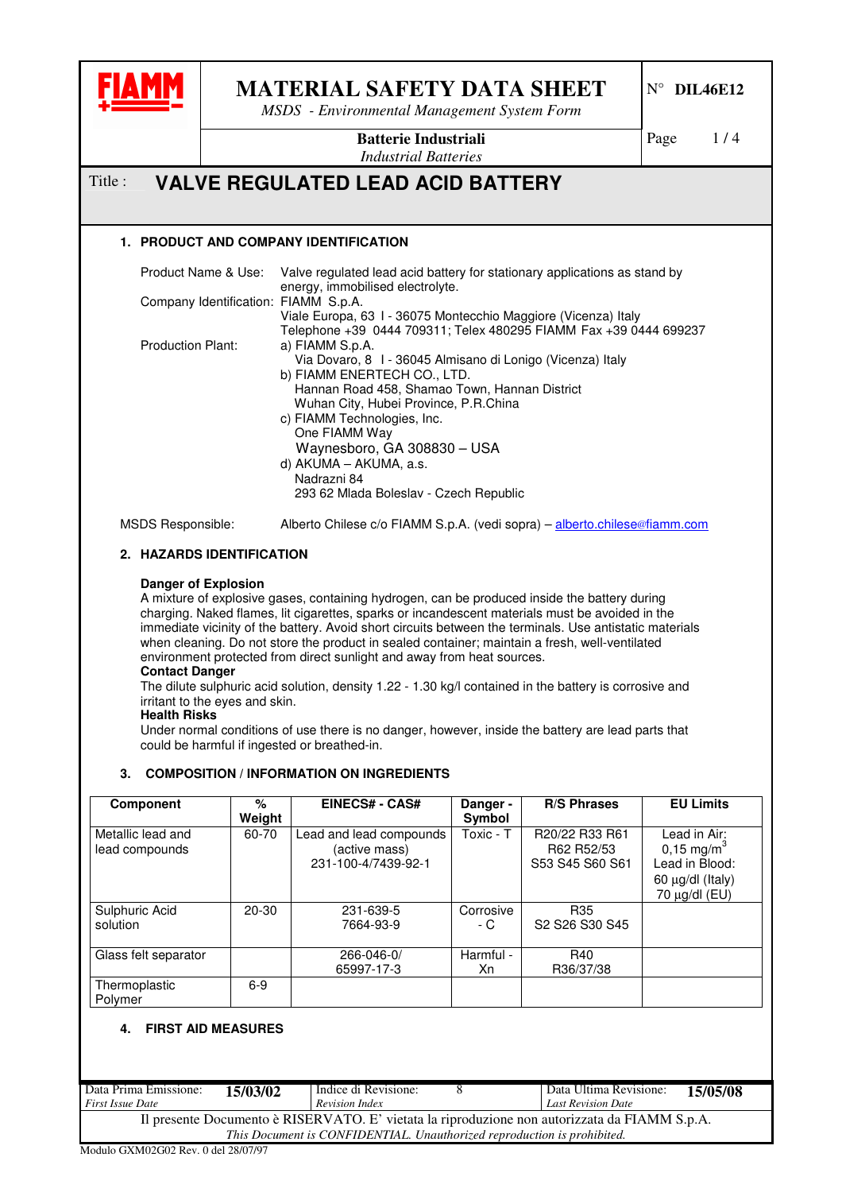# MATERIAL SAFETY DATA SHEET

*MSDS - Environmental Management System Form*

N° **DIL46E12**

**Batterie Industriali**
*Industrial Batteries*

Title : **VALVE REGULATED LEAD ACID BATTERY**

## 1. PRODUCT AND COMPANY IDENTIFICATION

Product Name & Use: Valve regulated lead acid battery for stationary applications as stand by energy, immobilised electrolyte.

Company Identification: FIAMM S.p.A.
Viale Europa, 63 I - 36075 Montecchio Maggiore (Vicenza) Italy
Telephone +39 0444 709311; Telex 480295 FIAMM Fax +39 0444 699237

Production Plant:
a) FIAMM S.p.A.
Via Dovaro, 8 I - 36045 Almisano di Lonigo (Vicenza) Italy
b) FIAMM ENERTECH CO., LTD.
Hannan Road 458, Shamao Town, Hannan District
Wuhan City, Hubei Province, P.R.China
c) FIAMM Technologies, Inc.
One FIAMM Way
Waynesboro, GA 308830 – USA
d) AKUMA – AKUMA, a.s.
Nadrazni 84
293 62 Mlada Boleslav - Czech Republic

MSDS Responsible: Alberto Chiese c/o FIAMM S.p.A. (vedi sopra) – alberto.chiese@fiamm.com

## 2. HAZARDS IDENTIFICATION

**Danger of Explosion**
A mixture of explosive gases, containing hydrogen, can be produced inside the battery during charging. Naked flames, lit cigarettes, sparks or incandescent materials must be avoided in the immediate vicinity of the battery. Avoid short circuits between the terminals. Use antistatic materials when cleaning. Do not store the product in sealed container; maintain a fresh, well-ventilated environment protected from direct sunlight and away from heat sources.

**Contact Danger**
The dilute sulphuric acid solution, density 1.22 - 1.30 kg/l contained in the battery is corrosive and irritant to the eyes and skin.

**Health Risks**
Under normal conditions of use there is no danger, however, inside the battery are lead parts that could be harmful if ingested or breathed-in.

## 3. COMPOSITION / INFORMATION ON INGREDIENTS

| Component | % Weight | EINECS# - CAS# | Danger - Symbol | R/S Phrases | EU Limits |
|---|---|---|---|---|---|
| Metallic lead and lead compounds | 60-70 | Lead and lead compounds (active mass) 231-100-4/7439-92-1 | Toxic - T | R20/22 R33 R61 R62 R52/53 S53 S45 S60 S61 | Lead in Air: 0,15 mg/m$^3$ Lead in Blood: 60 µg/dl (Italy) 70 µg/dl (EU) |
| Sulphuric Acid solution | 20-30 | 231-639-5 7664-93-9 | Corrosive - C | R35 S2 S26 S30 S45 | |
| Glass felt separator | | 266-046-0/ 65997-17-3 | Harmful - Xn | R40 R36/37/38 | |
| Thermoplastic Polymer | 6-9 | | | | |

## 4. FIRST AID MEASURES

| Data Prima Emissione: *First Issue Date* | **15/03/02** | Indice di Revisione: *Revision Index* | 8 | Data Ultima Revisione: *Last Revision Date* | **15/05/08** |
|---|---|---|---|---|---|

Il presente Documento è RISERVATO. E' vietata la riproduzione non autorizzata da FIAMM S.p.A.
*This Document is CONFIDENTIAL. Unauthorized reproduction is prohibited.*

Modulo GXM02G02 Rev. 0 del 28/07/97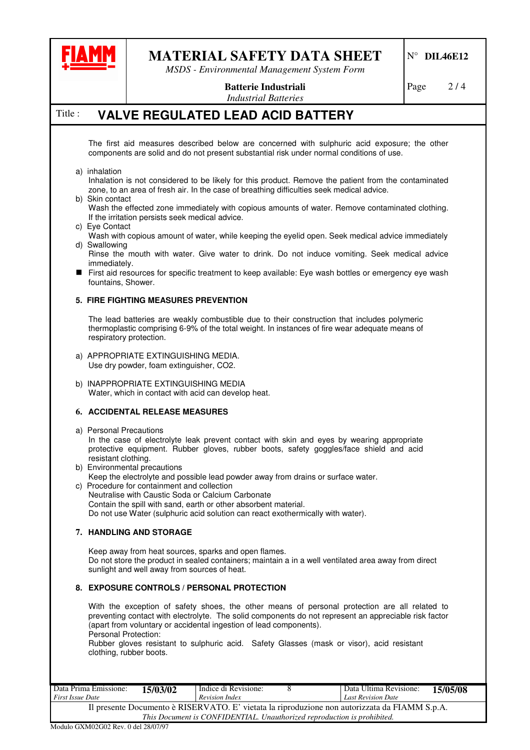The first aid measures described below are concerned with sulphuric acid exposure; the other components are solid and do not present substantial risk under normal conditions of use.

a) inhalation
Inhalation is not considered to be likely for this product. Remove the patient from the contaminated zone, to an area of fresh air. In the case of breathing difficulties seek medical advice.

b) Skin contact
Wash the effected zone immediately with copious amounts of water. Remove contaminated clothing. If the irritation persists seek medical advice.

c) Eye Contact
Wash with copious amount of water, while keeping the eyelid open. Seek medical advice immediately

d) Swallowing
Rinse the mouth with water. Give water to drink. Do not induce vomiting. Seek medical advice immediately.

- First aid resources for specific treatment to keep available: Eye wash bottles or emergency eye wash fountains, Shower.

## 5. FIRE FIGHTING MEASURES PREVENTION

The lead batteries are weakly combustible due to their construction that includes polymeric thermoplastic comprising 6-9% of the total weight. In instances of fire wear adequate means of respiratory protection.

a) APPROPRIATE EXTINGUISHING MEDIA.
Use dry powder, foam extinguisher, $CO_2$.

b) INAPPROPRIATE EXTINGUISHING MEDIA
Water, which in contact with acid can develop heat.

## 6. ACCIDENTAL RELEASE MEASURES

a) Personal Precautions
In the case of electrolyte leak prevent contact with skin and eyes by wearing appropriate protective equipment. Rubber gloves, rubber boots, safety goggles/face shield and acid resistant clothing.

b) Environmental precautions
Keep the electrolyte and possible lead powder away from drains or surface water.

c) Procedure for containment and collection
Neutralise with Caustic Soda or Calcium Carbonate
Contain the spill with sand, earth or other absorbent material.
Do not use Water (sulphuric acid solution can react exothermically with water).

## 7. HANDLING AND STORAGE

Keep away from heat sources, sparks and open flames.
Do not store the product in sealed containers; maintain a in a well ventilated area away from direct sunlight and well away from sources of heat.

## 8. EXPOSURE CONTROLS / PERSONAL PROTECTION

With the exception of safety shoes, the other means of personal protection are all related to preventing contact with electrolyte. The solid components do not represent an appreciable risk factor (apart from voluntary or accidental ingestion of lead components).
Personal Protection:
Rubber gloves resistant to sulphuric acid. Safety Glasses (mask or visor), acid resistant clothing, rubber boots.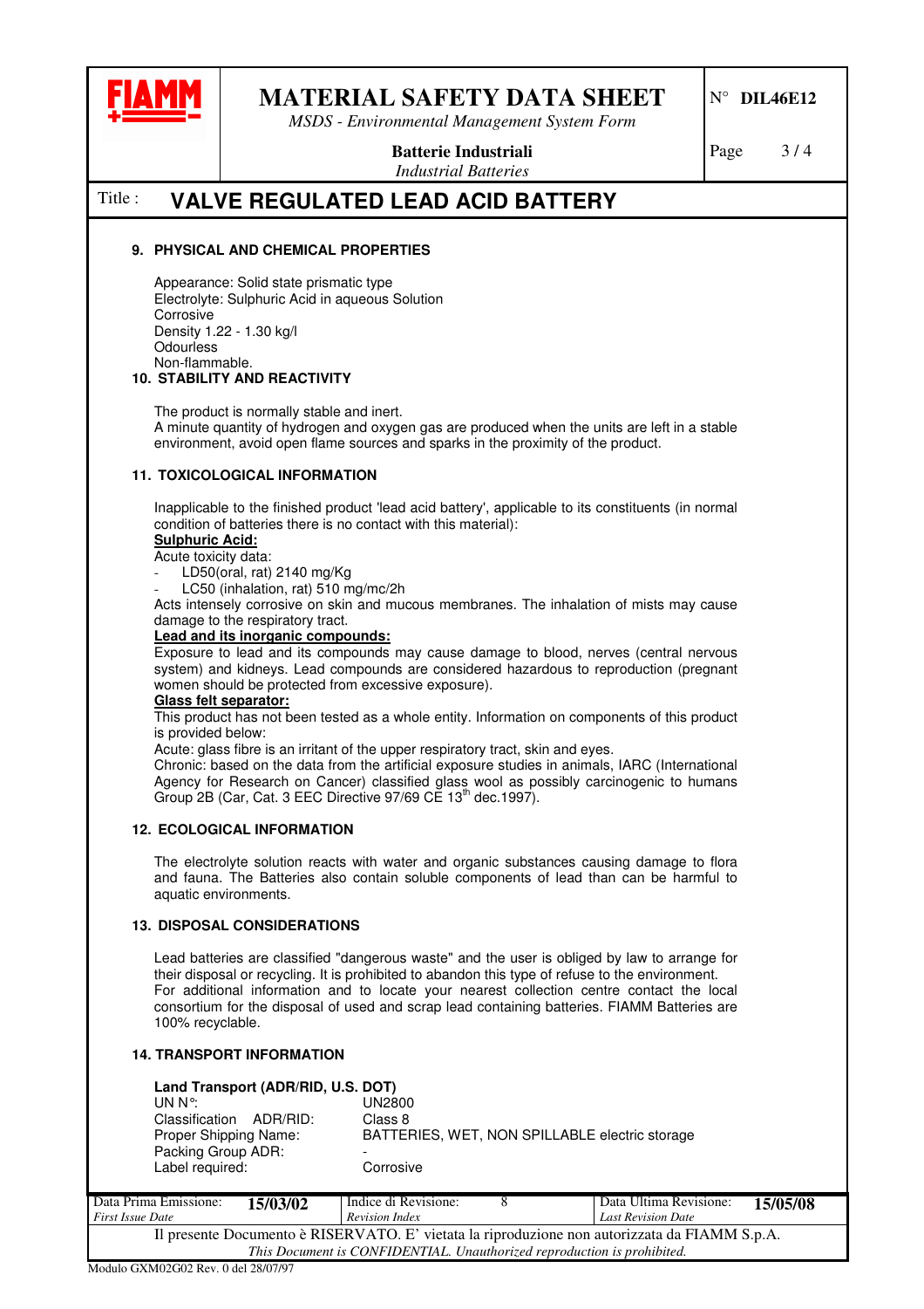## 9. PHYSICAL AND CHEMICAL PROPERTIES

Appearance: Solid state prismatic type
Electrolyte: Sulphuric Acid in aqueous Solution
Corrosive
Density 1.22 - 1.30 kg/l
Odourless
Non-flammable.

## 10. STABILITY AND REACTIVITY

The product is normally stable and inert.
A minute quantity of hydrogen and oxygen gas are produced when the units are left in a stable environment, avoid open flame sources and sparks in the proximity of the product.

## 11. TOXICOLOGICAL INFORMATION

Inapplicable to the finished product 'lead acid battery', applicable to its constituents (in normal condition of batteries there is no contact with this material):

**Sulphuric Acid:**

Acute toxicity data:

- LD50(oral, rat) 2140 mg/Kg
- LC50 (inhalation, rat) 510 mg/mc/2h

Acts intensely corrosive on skin and mucous membranes. The inhalation of mists may cause damage to the respiratory tract.

**Lead and its inorganic compounds:**

Exposure to lead and its compounds may cause damage to blood, nerves (central nervous system) and kidneys. Lead compounds are considered hazardous to reproduction (pregnant women should be protected from excessive exposure).

**Glass felt separator:**

This product has not been tested as a whole entity. Information on components of this product is provided below:
Acute: glass fibre is an irritant of the upper respiratory tract, skin and eyes.
Chronic: based on the data from the artificial exposure studies in animals, IARC (International Agency for Research on Cancer) classified glass wool as possibly carcinogenic to humans Group 2B (Car, Cat. 3 EEC Directive 97/69 CE 13th dec.1997).

## 12. ECOLOGICAL INFORMATION

The electrolyte solution reacts with water and organic substances causing damage to flora and fauna. The Batteries also contain soluble components of lead than can be harmful to aquatic environments.

## 13. DISPOSAL CONSIDERATIONS

Lead batteries are classified "dangerous waste" and the user is obliged by law to arrange for their disposal or recycling. It is prohibited to abandon this type of refuse to the environment.
For additional information and to locate your nearest collection centre contact the local consortium for the disposal of used and scrap lead containing batteries. FIAMM Batteries are 100% recyclable.

## 14. TRANSPORT INFORMATION

**Land Transport (ADR/RID, U.S. DOT)**

| | |
|---|---|
| UN N°: | UN2800 |
| Classification ADR/RID: | Class 8 |
| Proper Shipping Name: | BATTERIES, WET, NON SPILLABLE electric storage |
| Packing Group ADR: | - |
| Label required: | Corrosive |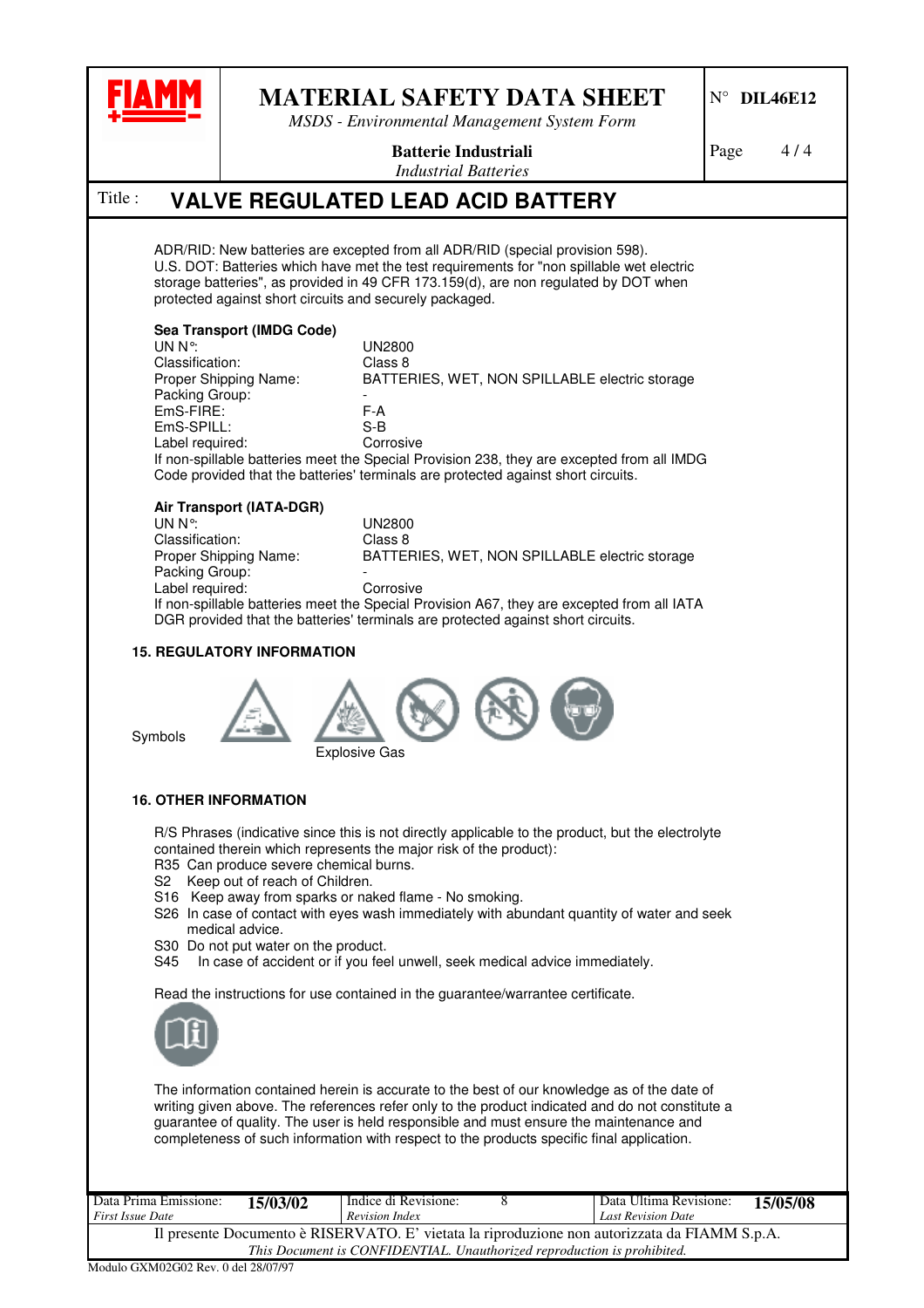# VALVE REGULATED LEAD ACID BATTERY

ADR/RID: New batteries are excepted from all ADR/RID (special provision 598).
U.S. DOT: Batteries which have met the test requirements for "non spillable wet electric storage batteries", as provided in 49 CFR 173.159(d), are non regulated by DOT when protected against short circuits and securely packaged.

**Sea Transport (IMDG Code)**

| | |
|---|---|
| UN N°: | UN2800 |
| Classification: | Class 8 |
| Proper Shipping Name: | BATTERIES, WET, NON SPILLABLE electric storage |
| Packing Group: | - |
| EmS-FIRE: | F-A |
| EmS-SPILL: | S-B |
| Label required: | Corrosive |

If non-spillable batteries meet the Special Provision 238, they are excepted from all IMDG Code provided that the batteries' terminals are protected against short circuits.

**Air Transport (IATA-DGR)**

| | |
|---|---|
| UN N°: | UN2800 |
| Classification: | Class 8 |
| Proper Shipping Name: | BATTERIES, WET, NON SPILLABLE electric storage |
| Packing Group: | - |
| Label required: | Corrosive |

If non-spillable batteries meet the Special Provision A67, they are excepted from all IATA DGR provided that the batteries' terminals are protected against short circuits.

## 15. REGULATORY INFORMATION

Symbols

Explosive Gas

## 16. OTHER INFORMATION

R/S Phrases (indicative since this is not directly applicable to the product, but the electrolyte contained therein which represents the major risk of the product):

R35 Can produce severe chemical burns.
S2 Keep out of reach of Children.
S16 Keep away from sparks or naked flame - No smoking.
S26 In case of contact with eyes wash immediately with abundant quantity of water and seek medical advice.
S30 Do not put water on the product.
S45 In case of accident or if you feel unwell, seek medical advice immediately.

Read the instructions for use contained in the guarantee/warrantee certificate.

The information contained herein is accurate to the best of our knowledge as of the date of writing given above. The references refer only to the product indicated and do not constitute a guarantee of quality. The user is held responsible and must ensure the maintenance and completeness of such information with respect to the products specific final application.